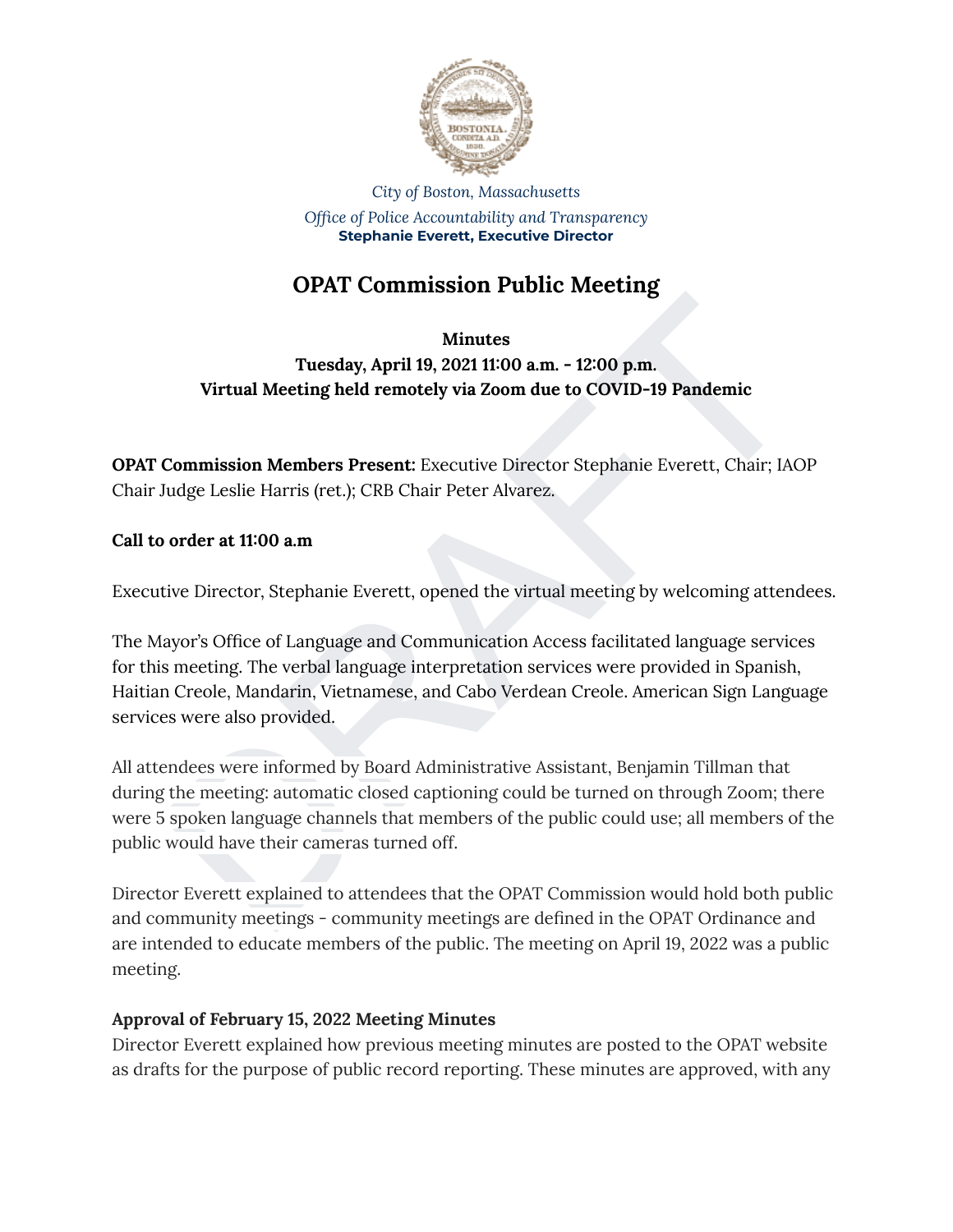*City of Boston, Massachusetts*
*Office of Police Accountability and Transparency*
**Stephanie Everett, Executive Director**

# OPAT Commission Public Meeting

**Minutes**
**Tuesday, April 19, 2021 11:00 a.m. - 12:00 p.m.**
**Virtual Meeting held remotely via Zoom due to COVID-19 Pandemic**

**OPAT Commission Members Present:** Executive Director Stephanie Everett, Chair; IAOP Chair Judge Leslie Harris (ret.); CRB Chair Peter Alvarez.

**Call to order at 11:00 a.m**

Executive Director, Stephanie Everett, opened the virtual meeting by welcoming attendees.

The Mayor's Office of Language and Communication Access facilitated language services for this meeting. The verbal language interpretation services were provided in Spanish, Haitian Creole, Mandarin, Vietnamese, and Cabo Verdean Creole. American Sign Language services were also provided.

All attendees were informed by Board Administrative Assistant, Benjamin Tillman that during the meeting: automatic closed captioning could be turned on through Zoom; there were 5 spoken language channels that members of the public could use; all members of the public would have their cameras turned off.

Director Everett explained to attendees that the OPAT Commission would hold both public and community meetings - community meetings are defined in the OPAT Ordinance and are intended to educate members of the public. The meeting on April 19, 2022 was a public meeting.

**Approval of February 15, 2022 Meeting Minutes**
Director Everett explained how previous meeting minutes are posted to the OPAT website as drafts for the purpose of public record reporting. These minutes are approved, with any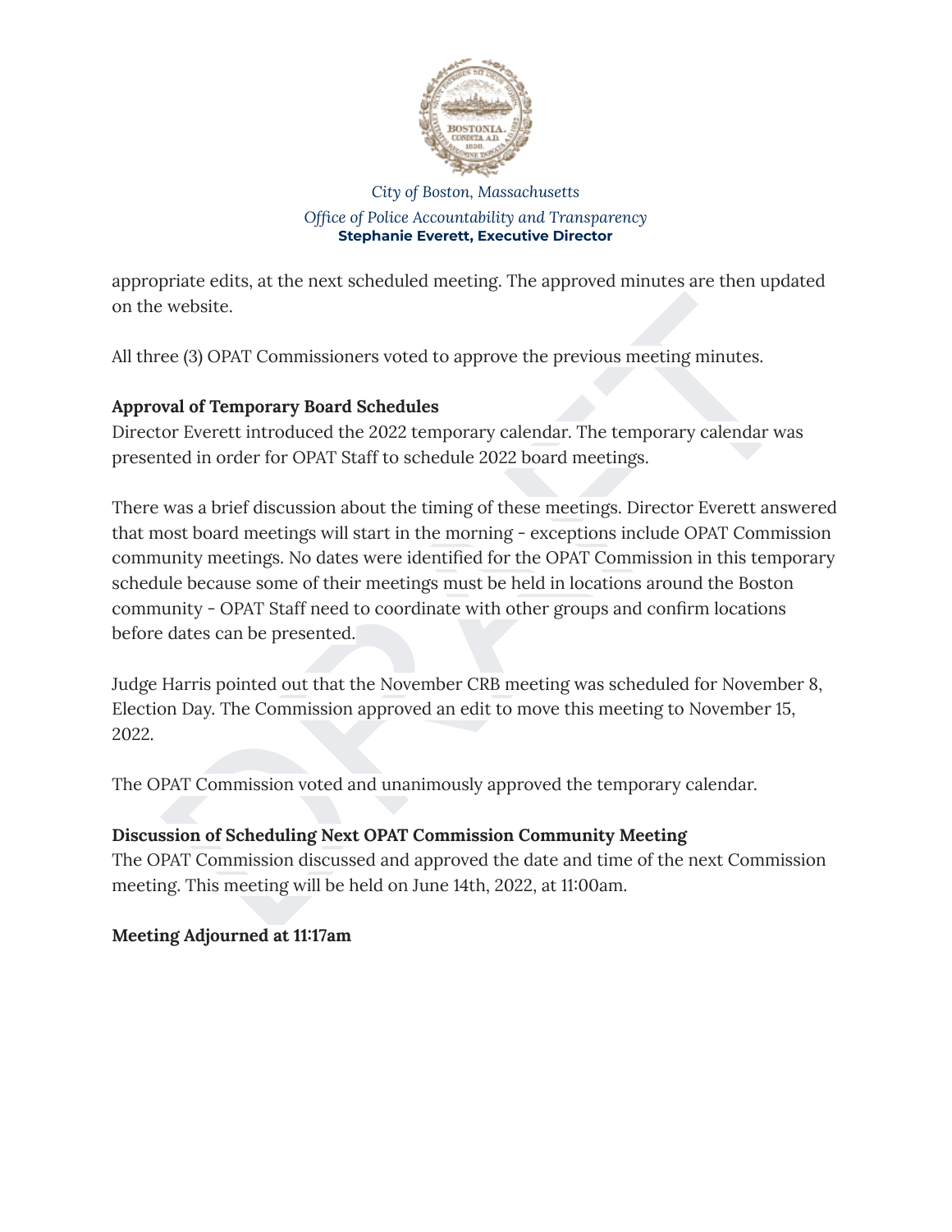appropriate edits, at the next scheduled meeting. The approved minutes are then updated on the website.

All three (3) OPAT Commissioners voted to approve the previous meeting minutes.

**Approval of Temporary Board Schedules**

Director Everett introduced the 2022 temporary calendar. The temporary calendar was presented in order for OPAT Staff to schedule 2022 board meetings.

There was a brief discussion about the timing of these meetings. Director Everett answered that most board meetings will start in the morning - exceptions include OPAT Commission community meetings. No dates were identified for the OPAT Commission in this temporary schedule because some of their meetings must be held in locations around the Boston community - OPAT Staff need to coordinate with other groups and confirm locations before dates can be presented.

Judge Harris pointed out that the November CRB meeting was scheduled for November 8, Election Day. The Commission approved an edit to move this meeting to November 15, 2022.

The OPAT Commission voted and unanimously approved the temporary calendar.

**Discussion of Scheduling Next OPAT Commission Community Meeting**

The OPAT Commission discussed and approved the date and time of the next Commission meeting. This meeting will be held on June 14th, 2022, at 11:00am.

**Meeting Adjourned at 11:17am**